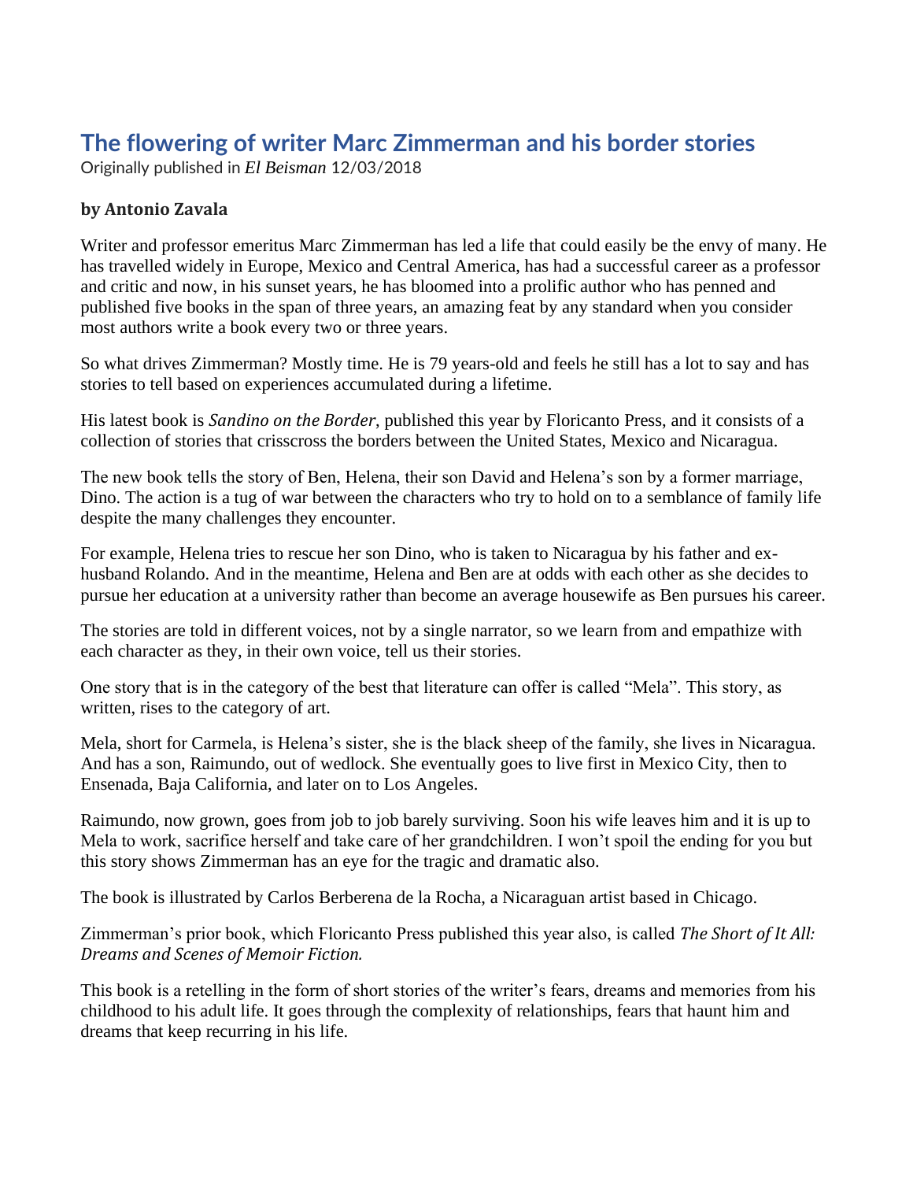# The flowering of writer Marc Zimmerman and his border stories

Originally published in *El Beisman* 12/03/2018

**by Antonio Zavala**

Writer and professor emeritus Marc Zimmerman has led a life that could easily be the envy of many. He has travelled widely in Europe, Mexico and Central America, has had a successful career as a professor and critic and now, in his sunset years, he has bloomed into a prolific author who has penned and published five books in the span of three years, an amazing feat by any standard when you consider most authors write a book every two or three years.

So what drives Zimmerman? Mostly time. He is 79 years-old and feels he still has a lot to say and has stories to tell based on experiences accumulated during a lifetime.

His latest book is *Sandino on the Border*, published this year by Floricanto Press, and it consists of a collection of stories that crisscross the borders between the United States, Mexico and Nicaragua.

The new book tells the story of Ben, Helena, their son David and Helena's son by a former marriage, Dino. The action is a tug of war between the characters who try to hold on to a semblance of family life despite the many challenges they encounter.

For example, Helena tries to rescue her son Dino, who is taken to Nicaragua by his father and ex-husband Rolando. And in the meantime, Helena and Ben are at odds with each other as she decides to pursue her education at a university rather than become an average housewife as Ben pursues his career.

The stories are told in different voices, not by a single narrator, so we learn from and empathize with each character as they, in their own voice, tell us their stories.

One story that is in the category of the best that literature can offer is called "Mela". This story, as written, rises to the category of art.

Mela, short for Carmela, is Helena's sister, she is the black sheep of the family, she lives in Nicaragua. And has a son, Raimundo, out of wedlock. She eventually goes to live first in Mexico City, then to Ensenada, Baja California, and later on to Los Angeles.

Raimundo, now grown, goes from job to job barely surviving. Soon his wife leaves him and it is up to Mela to work, sacrifice herself and take care of her grandchildren. I won't spoil the ending for you but this story shows Zimmerman has an eye for the tragic and dramatic also.

The book is illustrated by Carlos Berberena de la Rocha, a Nicaraguan artist based in Chicago.

Zimmerman's prior book, which Floricanto Press published this year also, is called *The Short of It All: Dreams and Scenes of Memoir Fiction.*

This book is a retelling in the form of short stories of the writer's fears, dreams and memories from his childhood to his adult life. It goes through the complexity of relationships, fears that haunt him and dreams that keep recurring in his life.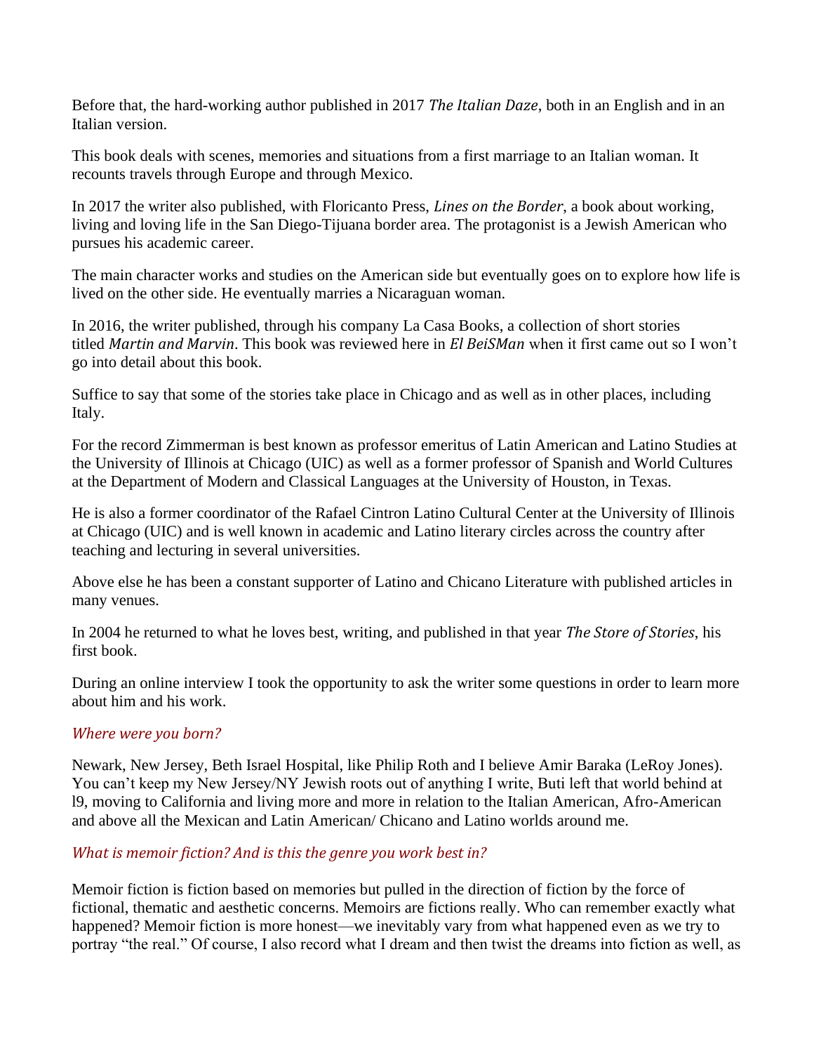Before that, the hard-working author published in 2017 *The Italian Daze*, both in an English and in an Italian version.

This book deals with scenes, memories and situations from a first marriage to an Italian woman. It recounts travels through Europe and through Mexico.

In 2017 the writer also published, with Floricanto Press, *Lines on the Border*, a book about working, living and loving life in the San Diego-Tijuana border area. The protagonist is a Jewish American who pursues his academic career.

The main character works and studies on the American side but eventually goes on to explore how life is lived on the other side. He eventually marries a Nicaraguan woman.

In 2016, the writer published, through his company La Casa Books, a collection of short stories titled *Martin and Marvin*. This book was reviewed here in *El BeiSMan* when it first came out so I won't go into detail about this book.

Suffice to say that some of the stories take place in Chicago and as well as in other places, including Italy.

For the record Zimmerman is best known as professor emeritus of Latin American and Latino Studies at the University of Illinois at Chicago (UIC) as well as a former professor of Spanish and World Cultures at the Department of Modern and Classical Languages at the University of Houston, in Texas.

He is also a former coordinator of the Rafael Cintron Latino Cultural Center at the University of Illinois at Chicago (UIC) and is well known in academic and Latino literary circles across the country after teaching and lecturing in several universities.

Above else he has been a constant supporter of Latino and Chicano Literature with published articles in many venues.

In 2004 he returned to what he loves best, writing, and published in that year *The Store of Stories*, his first book.

During an online interview I took the opportunity to ask the writer some questions in order to learn more about him and his work.

*Where were you born?*

Newark, New Jersey, Beth Israel Hospital, like Philip Roth and I believe Amir Baraka (LeRoy Jones). You can't keep my New Jersey/NY Jewish roots out of anything I write, Buti left that world behind at l9, moving to California and living more and more in relation to the Italian American, Afro-American and above all the Mexican and Latin American/ Chicano and Latino worlds around me.

*What is memoir fiction? And is this the genre you work best in?*

Memoir fiction is fiction based on memories but pulled in the direction of fiction by the force of fictional, thematic and aesthetic concerns. Memoirs are fictions really. Who can remember exactly what happened? Memoir fiction is more honest—we inevitably vary from what happened even as we try to portray "the real." Of course, I also record what I dream and then twist the dreams into fiction as well, as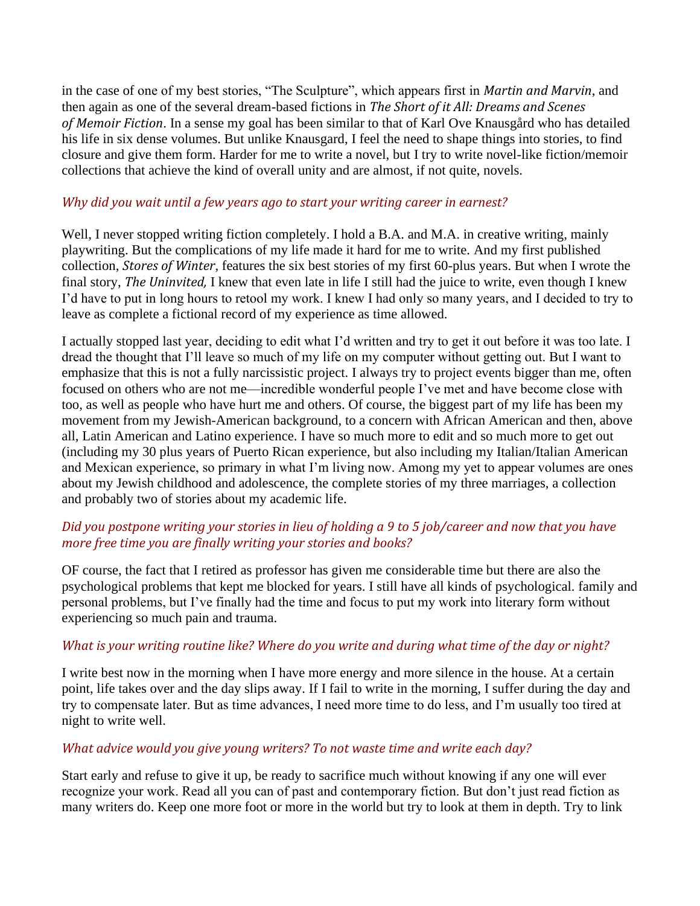in the case of one of my best stories, “The Sculpture”, which appears first in *Martin and Marvin*, and then again as one of the several dream-based fictions in *The Short of it All: Dreams and Scenes of Memoir Fiction*. In a sense my goal has been similar to that of Karl Ove Knausgård who has detailed his life in six dense volumes. But unlike Knausgard, I feel the need to shape things into stories, to find closure and give them form. Harder for me to write a novel, but I try to write novel-like fiction/memoir collections that achieve the kind of overall unity and are almost, if not quite, novels.

*Why did you wait until a few years ago to start your writing career in earnest?*

Well, I never stopped writing fiction completely. I hold a B.A. and M.A. in creative writing, mainly playwriting. But the complications of my life made it hard for me to write. And my first published collection, *Stores of Winter*, features the six best stories of my first 60-plus years. But when I wrote the final story, *The Uninvited,* I knew that even late in life I still had the juice to write, even though I knew I'd have to put in long hours to retool my work. I knew I had only so many years, and I decided to try to leave as complete a fictional record of my experience as time allowed.

I actually stopped last year, deciding to edit what I'd written and try to get it out before it was too late. I dread the thought that I'll leave so much of my life on my computer without getting out. But I want to emphasize that this is not a fully narcissistic project. I always try to project events bigger than me, often focused on others who are not me—incredible wonderful people I've met and have become close with too, as well as people who have hurt me and others. Of course, the biggest part of my life has been my movement from my Jewish-American background, to a concern with African American and then, above all, Latin American and Latino experience. I have so much more to edit and so much more to get out (including my 30 plus years of Puerto Rican experience, but also including my Italian/Italian American and Mexican experience, so primary in what I'm living now. Among my yet to appear volumes are ones about my Jewish childhood and adolescence, the complete stories of my three marriages, a collection and probably two of stories about my academic life.

*Did you postpone writing your stories in lieu of holding a 9 to 5 job/career and now that you have more free time you are finally writing your stories and books?*

OF course, the fact that I retired as professor has given me considerable time but there are also the psychological problems that kept me blocked for years. I still have all kinds of psychological. family and personal problems, but I've finally had the time and focus to put my work into literary form without experiencing so much pain and trauma.

*What is your writing routine like? Where do you write and during what time of the day or night?*

I write best now in the morning when I have more energy and more silence in the house. At a certain point, life takes over and the day slips away. If I fail to write in the morning, I suffer during the day and try to compensate later. But as time advances, I need more time to do less, and I'm usually too tired at night to write well.

*What advice would you give young writers? To not waste time and write each day?*

Start early and refuse to give it up, be ready to sacrifice much without knowing if any one will ever recognize your work. Read all you can of past and contemporary fiction. But don't just read fiction as many writers do. Keep one more foot or more in the world but try to look at them in depth. Try to link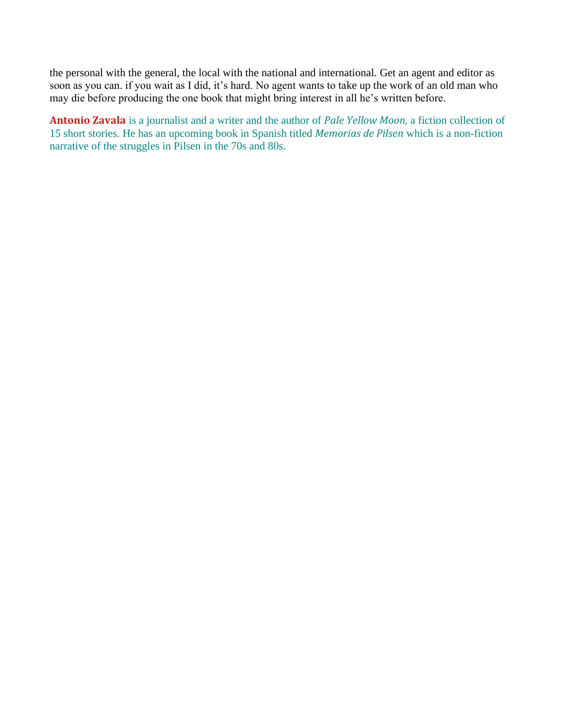the personal with the general, the local with the national and international. Get an agent and editor as soon as you can. if you wait as I did, it's hard. No agent wants to take up the work of an old man who may die before producing the one book that might bring interest in all he's written before.

**Antonio Zavala** is a journalist and a writer and the author of *Pale Yellow Moon,* a fiction collection of 15 short stories. He has an upcoming book in Spanish titled *Memorias de Pilsen* which is a non-fiction narrative of the struggles in Pilsen in the 70s and 80s.